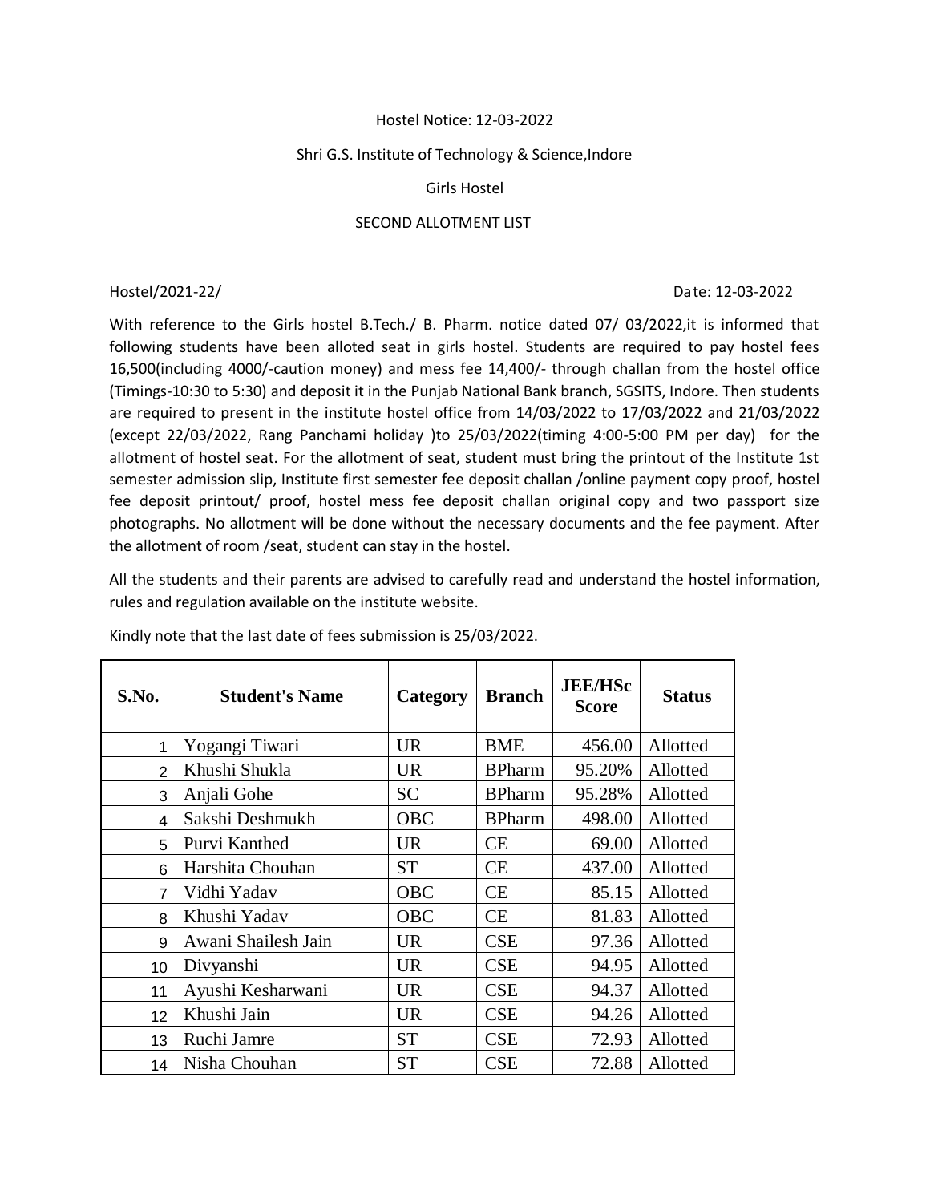Hostel Notice: 12-03-2022

Shri G.S. Institute of Technology & Science,Indore

Girls Hostel

SECOND ALLOTMENT LIST

Hostel/2021-22/ Date: 12-03-2022

With reference to the Girls hostel B.Tech./ B. Pharm. notice dated 07/ 03/2022,it is informed that following students have been alloted seat in girls hostel. Students are required to pay hostel fees 16,500(including 4000/-caution money) and mess fee 14,400/- through challan from the hostel office (Timings-10:30 to 5:30) and deposit it in the Punjab National Bank branch, SGSITS, Indore. Then students are required to present in the institute hostel office from 14/03/2022 to 17/03/2022 and 21/03/2022 (except 22/03/2022, Rang Panchami holiday )to 25/03/2022(timing 4:00-5:00 PM per day) for the allotment of hostel seat. For the allotment of seat, student must bring the printout of the Institute 1st semester admission slip, Institute first semester fee deposit challan /online payment copy proof, hostel fee deposit printout/ proof, hostel mess fee deposit challan original copy and two passport size photographs. No allotment will be done without the necessary documents and the fee payment. After the allotment of room /seat, student can stay in the hostel.

All the students and their parents are advised to carefully read and understand the hostel information, rules and regulation available on the institute website.

Kindly note that the last date of fees submission is 25/03/2022.

| S.No. | Student's Name | Category | Branch | JEE/HSc Score | Status |
|---|---|---|---|---|---|
| 1 | Yogangi Tiwari | UR | BME | 456.00 | Allotted |
| 2 | Khushi Shukla | UR | BPharm | 95.20% | Allotted |
| 3 | Anjali Gohe | SC | BPharm | 95.28% | Allotted |
| 4 | Sakshi Deshmukh | OBC | BPharm | 498.00 | Allotted |
| 5 | Purvi Kanthed | UR | CE | 69.00 | Allotted |
| 6 | Harshita Chouhan | ST | CE | 437.00 | Allotted |
| 7 | Vidhi Yadav | OBC | CE | 85.15 | Allotted |
| 8 | Khushi Yadav | OBC | CE | 81.83 | Allotted |
| 9 | Awani Shailesh Jain | UR | CSE | 97.36 | Allotted |
| 10 | Divyanshi | UR | CSE | 94.95 | Allotted |
| 11 | Ayushi Kesharwani | UR | CSE | 94.37 | Allotted |
| 12 | Khushi Jain | UR | CSE | 94.26 | Allotted |
| 13 | Ruchi Jamre | ST | CSE | 72.93 | Allotted |
| 14 | Nisha Chouhan | ST | CSE | 72.88 | Allotted |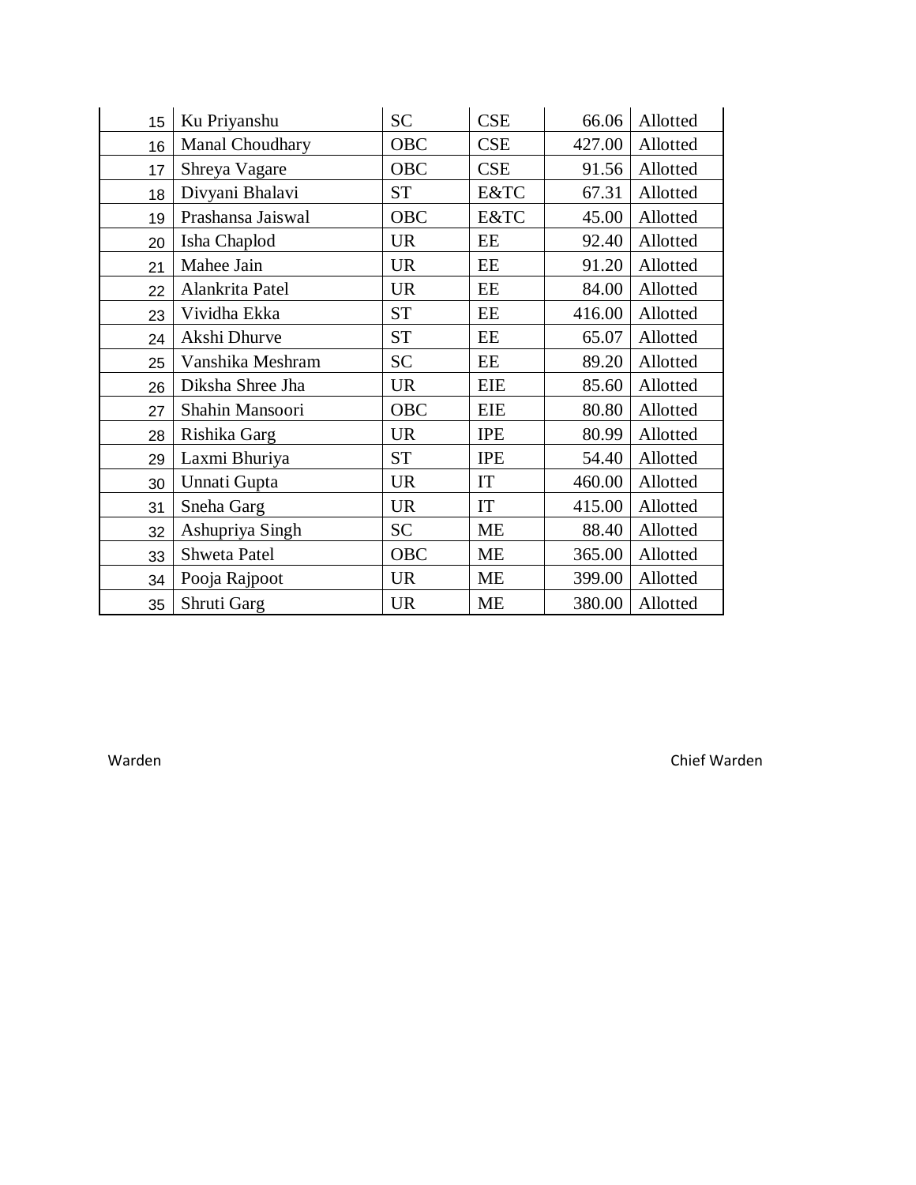| | | | | | |
|---|---|---|---|---|---|
| 15 | Ku Priyanshu | SC | CSE | 66.06 | Allotted |
| 16 | Manal Choudhary | OBC | CSE | 427.00 | Allotted |
| 17 | Shreya Vagare | OBC | CSE | 91.56 | Allotted |
| 18 | Divyani Bhalavi | ST | E&TC | 67.31 | Allotted |
| 19 | Prashansa Jaiswal | OBC | E&TC | 45.00 | Allotted |
| 20 | Isha Chaplod | UR | EE | 92.40 | Allotted |
| 21 | Mahee Jain | UR | EE | 91.20 | Allotted |
| 22 | Alankrita Patel | UR | EE | 84.00 | Allotted |
| 23 | Vividha Ekka | ST | EE | 416.00 | Allotted |
| 24 | Akshi Dhurve | ST | EE | 65.07 | Allotted |
| 25 | Vanshika Meshram | SC | EE | 89.20 | Allotted |
| 26 | Diksha Shree Jha | UR | EIE | 85.60 | Allotted |
| 27 | Shahin Mansoori | OBC | EIE | 80.80 | Allotted |
| 28 | Rishika Garg | UR | IPE | 80.99 | Allotted |
| 29 | Laxmi Bhuriya | ST | IPE | 54.40 | Allotted |
| 30 | Unnati Gupta | UR | IT | 460.00 | Allotted |
| 31 | Sneha Garg | UR | IT | 415.00 | Allotted |
| 32 | Ashupriya Singh | SC | ME | 88.40 | Allotted |
| 33 | Shweta Patel | OBC | ME | 365.00 | Allotted |
| 34 | Pooja Rajpoot | UR | ME | 399.00 | Allotted |
| 35 | Shruti Garg | UR | ME | 380.00 | Allotted |

Warden

Chief Warden